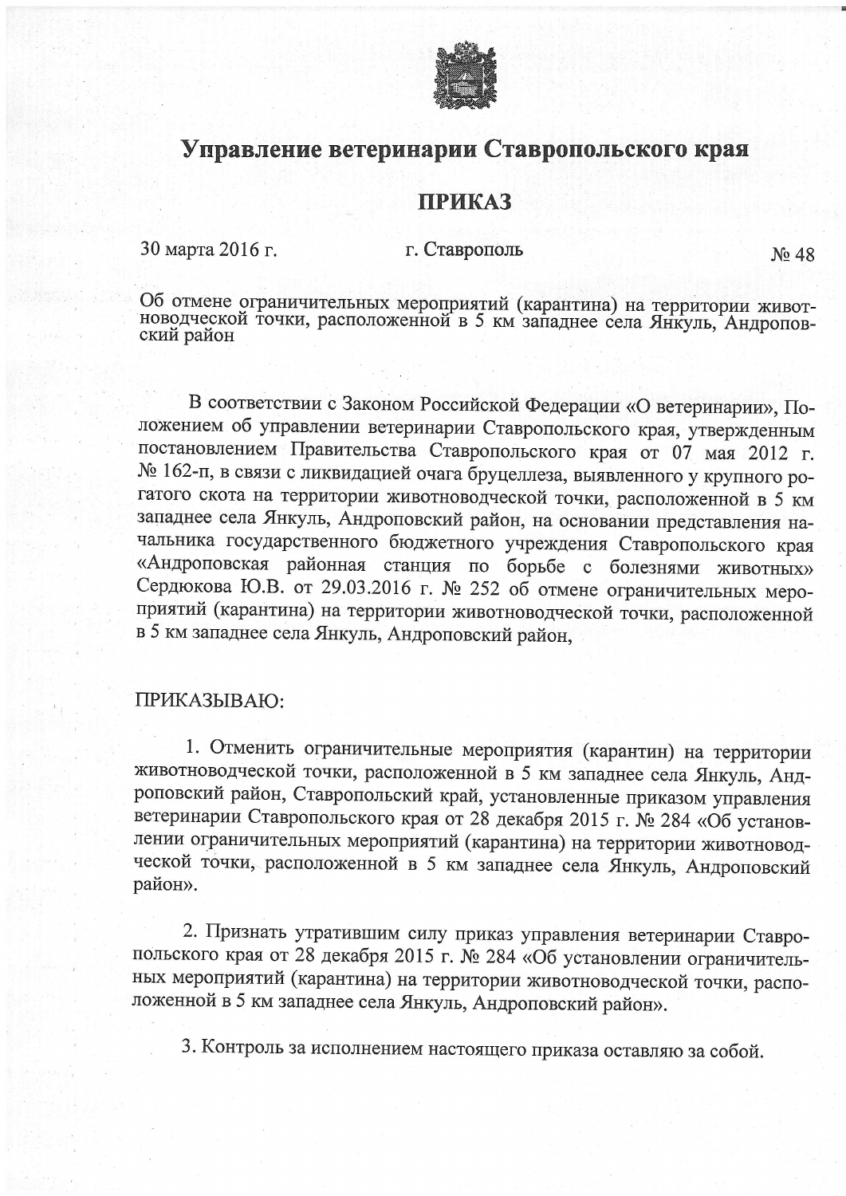# Управление ветеринарии Ставропольского края

## ПРИКАЗ

30 марта 2016 г. г. Ставрополь № 48

Об отмене ограничительных мероприятий (карантина) на территории животноводческой точки, расположенной в 5 км западнее села Янкуль, Андроповский район

В соответствии с Законом Российской Федерации «О ветеринарии», Положением об управлении ветеринарии Ставропольского края, утвержденным постановлением Правительства Ставропольского края от 07 мая 2012 г. № 162-п, в связи с ликвидацией очага бруцеллеза, выявленного у крупного рогатого скота на территории животноводческой точки, расположенной в 5 км западнее села Янкуль, Андроповский район, на основании представления начальника государственного бюджетного учреждения Ставропольского края «Андроповская районная станция по борьбе с болезнями животных» Сердюкова Ю.В. от 29.03.2016 г. № 252 об отмене ограничительных мероприятий (карантина) на территории животноводческой точки, расположенной в 5 км западнее села Янкуль, Андроповский район,

ПРИКАЗЫВАЮ:

1. Отменить ограничительные мероприятия (карантин) на территории животноводческой точки, расположенной в 5 км западнее села Янкуль, Андроповский район, Ставропольский край, установленные приказом управления ветеринарии Ставропольского края от 28 декабря 2015 г. № 284 «Об установлении ограничительных мероприятий (карантина) на территории животноводческой точки, расположенной в 5 км западнее села Янкуль, Андроповский район».

2. Признать утратившим силу приказ управления ветеринарии Ставропольского края от 28 декабря 2015 г. № 284 «Об установлении ограничительных мероприятий (карантина) на территории животноводческой точки, расположенной в 5 км западнее села Янкуль, Андроповский район».

3. Контроль за исполнением настоящего приказа оставляю за собой.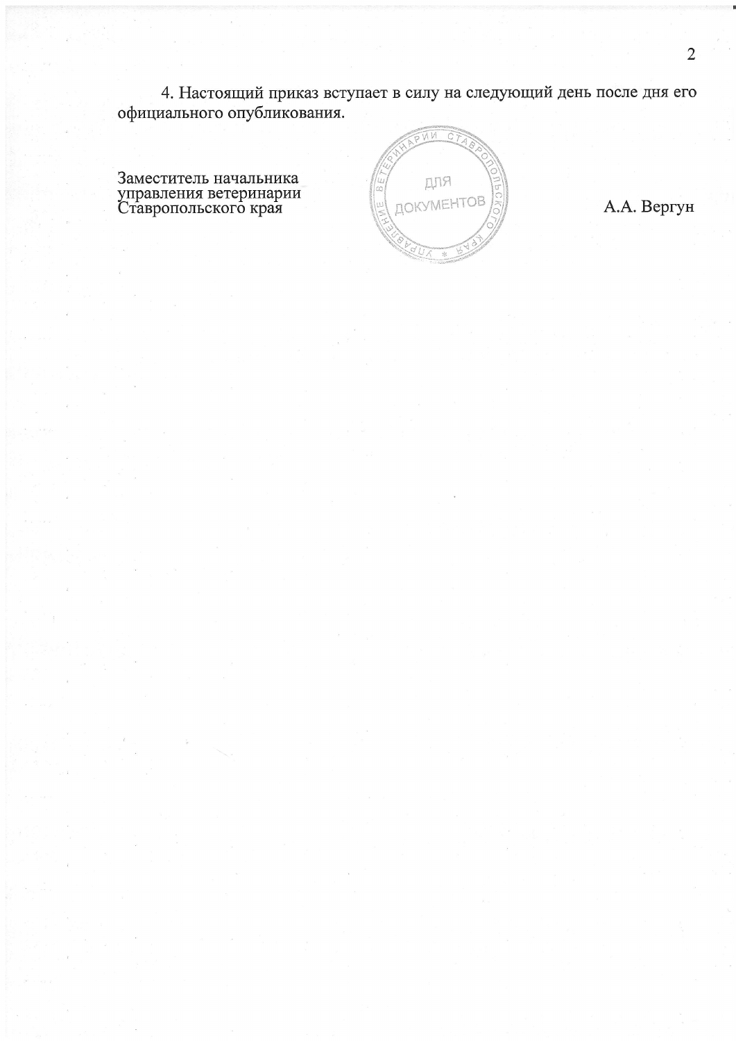4. Настоящий приказ вступает в силу на следующий день после дня его официального опубликования.

Заместитель начальника управления ветеринарии Ставропольского края — А.А. Вергун